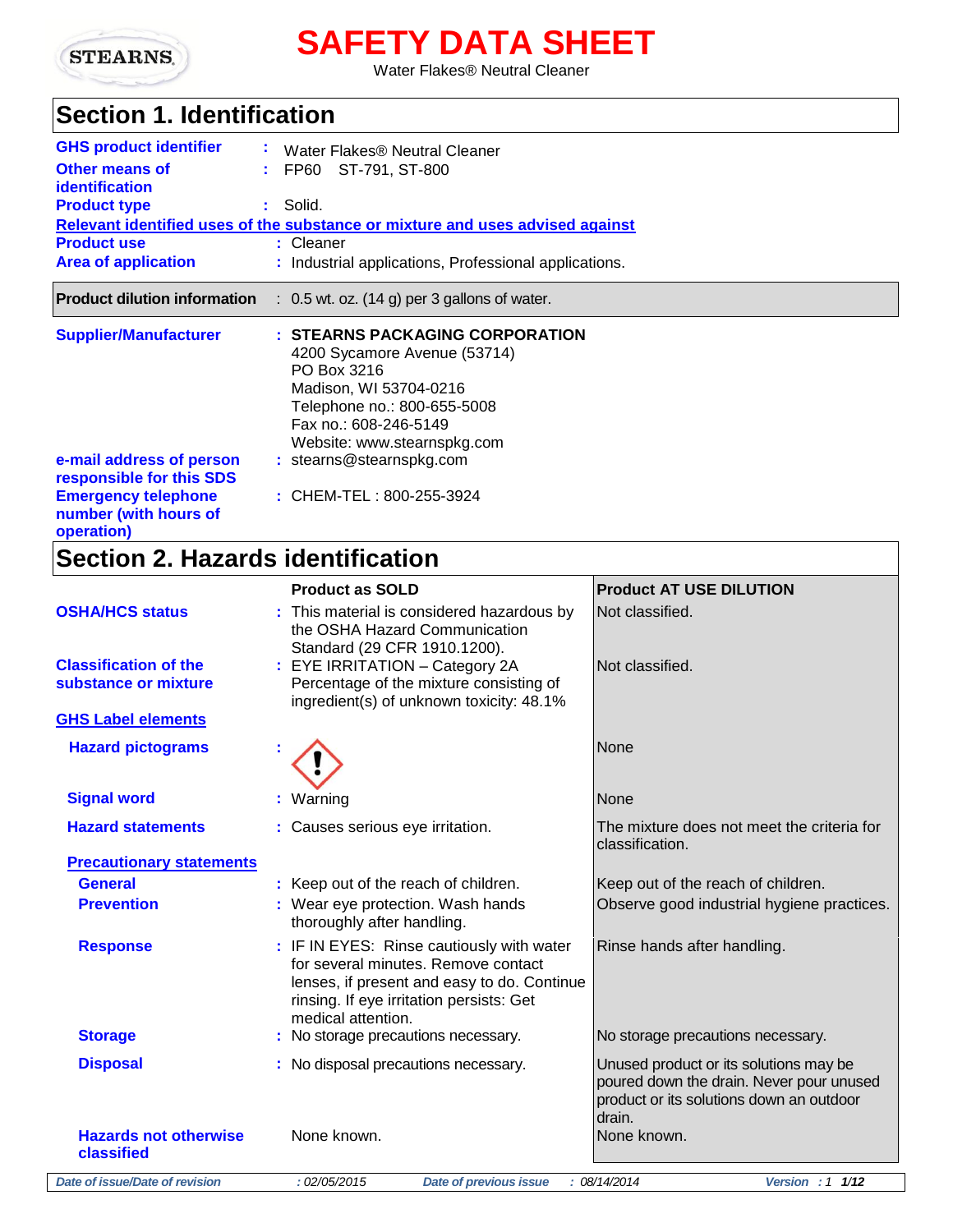# SAFETY DATA SHEET

Water Flakes® Neutral Cleaner

## Section 1. Identification

| | |
|---|---|
| **GHS product identifier** | : Water Flakes® Neutral Cleaner |
| **Other means of identification** | : FP60 ST-791, ST-800 |
| **Product type** | : Solid. |

**Relevant identified uses of the substance or mixture and uses advised against**

| | |
|---|---|
| **Product use** | : Cleaner |
| **Area of application** | : Industrial applications, Professional applications. |
| **Product dilution information** | : 0.5 wt. oz. (14 g) per 3 gallons of water. |
| **Supplier/Manufacturer** | : **STEARNS PACKAGING CORPORATION** 4200 Sycamore Avenue (53714) PO Box 3216 Madison, WI 53704-0216 Telephone no.: 800-655-5008 Fax no.: 608-246-5149 Website: www.stearnspkg.com |
| **e-mail address of person responsible for this SDS** | : stearns@stearnspkg.com |
| **Emergency telephone number (with hours of operation)** | : CHEM-TEL : 800-255-3924 |

## Section 2. Hazards identification

| | Product as SOLD | Product AT USE DILUTION |
|---|---|---|
| **OSHA/HCS status** | : This material is considered hazardous by the OSHA Hazard Communication Standard (29 CFR 1910.1200). | Not classified. |
| **Classification of the substance or mixture** | : EYE IRRITATION – Category 2A<br>Percentage of the mixture consisting of ingredient(s) of unknown toxicity: 48.1% | Not classified. |
| **GHS Label elements** | | |
| **Hazard pictograms** | : [exclamation mark pictogram] | None |
| **Signal word** | : Warning | None |
| **Hazard statements** | : Causes serious eye irritation. | The mixture does not meet the criteria for classification. |
| **Precautionary statements** | | |
| **General** | : Keep out of the reach of children. | Keep out of the reach of children. |
| **Prevention** | : Wear eye protection. Wash hands thoroughly after handling. | Observe good industrial hygiene practices. |
| **Response** | : IF IN EYES: Rinse cautiously with water for several minutes. Remove contact lenses, if present and easy to do. Continue rinsing. If eye irritation persists: Get medical attention. | Rinse hands after handling. |
| **Storage** | : No storage precautions necessary. | No storage precautions necessary. |
| **Disposal** | : No disposal precautions necessary. | Unused product or its solutions may be poured down the drain. Never pour unused product or its solutions down an outdoor drain. |
| **Hazards not otherwise classified** | None known. | None known. |

*Date of issue/Date of revision* : 02/05/2015 *Date of previous issue* : 08/14/2014 *Version* : 1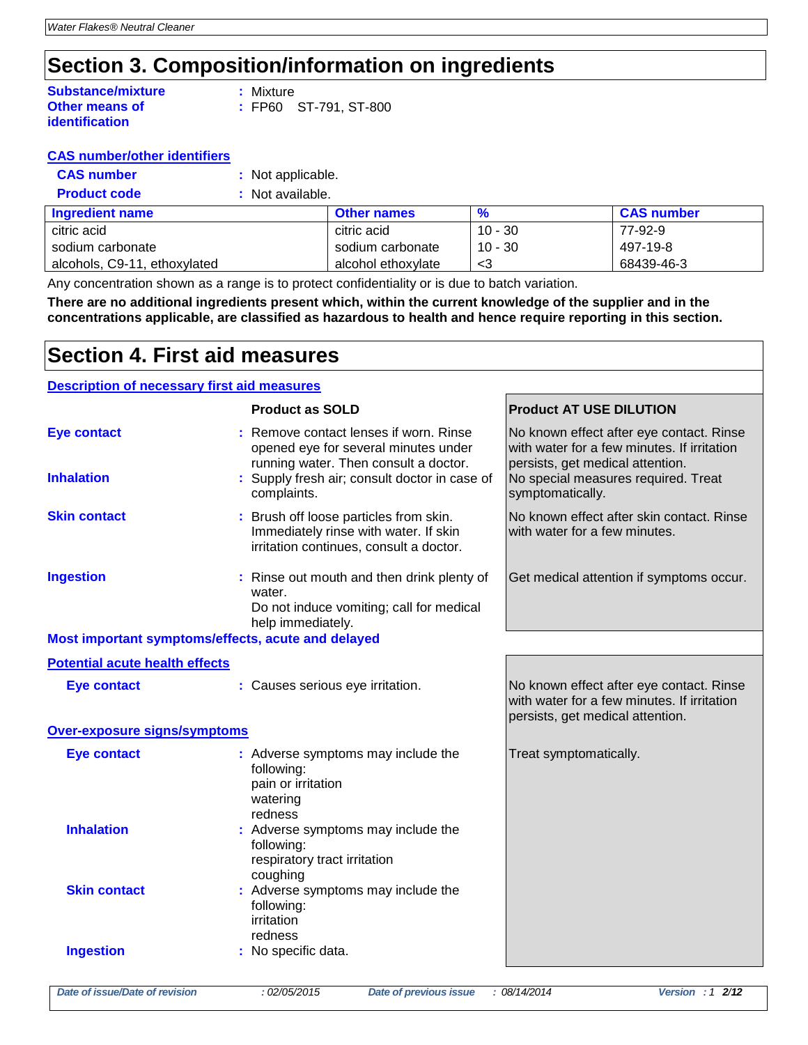# Section 3. Composition/information on ingredients

**Substance/mixture** : Mixture

**Other means of identification** : FP60 ST-791, ST-800

**CAS number/other identifiers**

**CAS number** : Not applicable.

**Product code** : Not available.

| Ingredient name | Other names | % | CAS number |
|---|---|---|---|
| citric acid | citric acid | 10 - 30 | 77-92-9 |
| sodium carbonate | sodium carbonate | 10 - 30 | 497-19-8 |
| alcohols, C9-11, ethoxylated | alcohol ethoxylate | <3 | 68439-46-3 |

Any concentration shown as a range is to protect confidentiality or is due to batch variation.

**There are no additional ingredients present which, within the current knowledge of the supplier and in the concentrations applicable, are classified as hazardous to health and hence require reporting in this section.**

# Section 4. First aid measures

**Description of necessary first aid measures**

| | Product as SOLD | Product AT USE DILUTION |
|---|---|---|
| **Eye contact** | Remove contact lenses if worn. Rinse opened eye for several minutes under running water. Then consult a doctor. | No known effect after eye contact. Rinse with water for a few minutes. If irritation persists, get medical attention. |
| **Inhalation** | Supply fresh air; consult doctor in case of complaints. | No special measures required. Treat symptomatically. |
| **Skin contact** | Brush off loose particles from skin. Immediately rinse with water. If skin irritation continues, consult a doctor. | No known effect after skin contact. Rinse with water for a few minutes. |
| **Ingestion** | Rinse out mouth and then drink plenty of water. Do not induce vomiting; call for medical help immediately. | Get medical attention if symptoms occur. |

**Most important symptoms/effects, acute and delayed**

**Potential acute health effects**

| | Product as SOLD | Product AT USE DILUTION |
|---|---|---|
| **Eye contact** | Causes serious eye irritation. | No known effect after eye contact. Rinse with water for a few minutes. If irritation persists, get medical attention. |

**Over-exposure signs/symptoms**

| | Product as SOLD | Product AT USE DILUTION |
|---|---|---|
| **Eye contact** | Adverse symptoms may include the following: pain or irritation, watering, redness | Treat symptomatically. |
| **Inhalation** | Adverse symptoms may include the following: respiratory tract irritation, coughing | |
| **Skin contact** | Adverse symptoms may include the following: irritation, redness | |
| **Ingestion** | No specific data. | |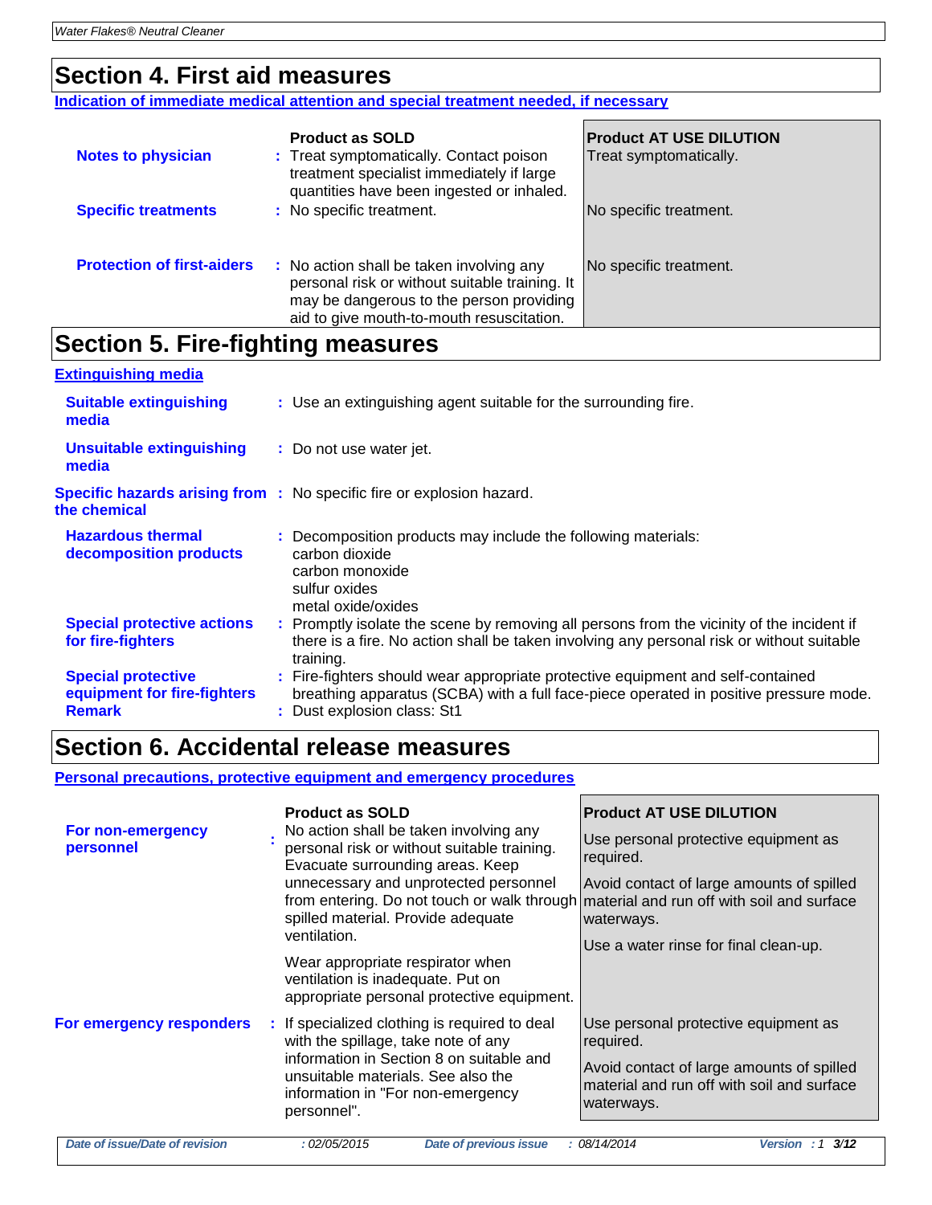## Section 4. First aid measures

**Indication of immediate medical attention and special treatment needed, if necessary**

| | Product as SOLD | Product AT USE DILUTION |
|---|---|---|
| **Notes to physician** | Treat symptomatically. Contact poison treatment specialist immediately if large quantities have been ingested or inhaled. | Treat symptomatically. |
| **Specific treatments** | No specific treatment. | No specific treatment. |
| **Protection of first-aiders** | No action shall be taken involving any personal risk or without suitable training. It may be dangerous to the person providing aid to give mouth-to-mouth resuscitation. | No specific treatment. |

## Section 5. Fire-fighting measures

**Extinguishing media**

**Suitable extinguishing media** : Use an extinguishing agent suitable for the surrounding fire.

**Unsuitable extinguishing media** : Do not use water jet.

**Specific hazards arising from the chemical** : No specific fire or explosion hazard.

**Hazardous thermal decomposition products** : Decomposition products may include the following materials:
carbon dioxide
carbon monoxide
sulfur oxides
metal oxide/oxides

**Special protective actions for fire-fighters** : Promptly isolate the scene by removing all persons from the vicinity of the incident if there is a fire. No action shall be taken involving any personal risk or without suitable training.

**Special protective equipment for fire-fighters** : Fire-fighters should wear appropriate protective equipment and self-contained breathing apparatus (SCBA) with a full face-piece operated in positive pressure mode.

**Remark** : Dust explosion class: St1

## Section 6. Accidental release measures

**Personal precautions, protective equipment and emergency procedures**

| | Product as SOLD | Product AT USE DILUTION |
|---|---|---|
| **For non-emergency personnel** | No action shall be taken involving any personal risk or without suitable training. Evacuate surrounding areas. Keep unnecessary and unprotected personnel from entering. Do not touch or walk through spilled material. Provide adequate ventilation.<br><br>Wear appropriate respirator when ventilation is inadequate. Put on appropriate personal protective equipment. | Use personal protective equipment as required.<br><br>Avoid contact of large amounts of spilled material and run off with soil and surface waterways.<br><br>Use a water rinse for final clean-up. |
| **For emergency responders** | If specialized clothing is required to deal with the spillage, take note of any information in Section 8 on suitable and unsuitable materials. See also the information in "For non-emergency personnel". | Use personal protective equipment as required.<br><br>Avoid contact of large amounts of spilled material and run off with soil and surface waterways. |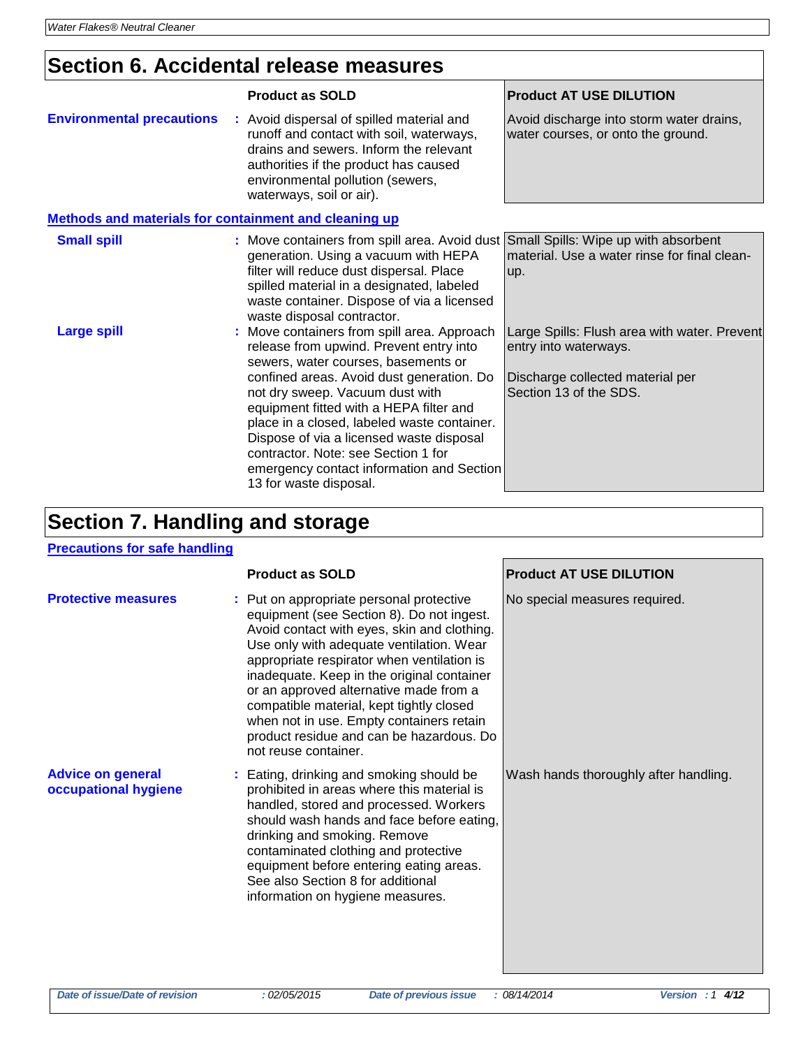## Section 6. Accidental release measures

| | Product as SOLD | Product AT USE DILUTION |
|---|---|---|
| **Environmental precautions** | Avoid dispersal of spilled material and runoff and contact with soil, waterways, drains and sewers. Inform the relevant authorities if the product has caused environmental pollution (sewers, waterways, soil or air). | Avoid discharge into storm water drains, water courses, or onto the ground. |

### Methods and materials for containment and cleaning up

| | Product as SOLD | Product AT USE DILUTION |
|---|---|---|
| **Small spill** | Move containers from spill area. Avoid dust generation. Using a vacuum with HEPA filter will reduce dust dispersal. Place spilled material in a designated, labeled waste container. Dispose of via a licensed waste disposal contractor. | Small Spills: Wipe up with absorbent material. Use a water rinse for final clean-up. |
| **Large spill** | Move containers from spill area. Approach release from upwind. Prevent entry into sewers, water courses, basements or confined areas. Avoid dust generation. Do not dry sweep. Vacuum dust with equipment fitted with a HEPA filter and place in a closed, labeled waste container. Dispose of via a licensed waste disposal contractor. Note: see Section 1 for emergency contact information and Section 13 for waste disposal. | Large Spills: Flush area with water. Prevent entry into waterways.<br><br>Discharge collected material per Section 13 of the SDS. |

## Section 7. Handling and storage

### Precautions for safe handling

| | Product as SOLD | Product AT USE DILUTION |
|---|---|---|
| **Protective measures** | Put on appropriate personal protective equipment (see Section 8). Do not ingest. Avoid contact with eyes, skin and clothing. Use only with adequate ventilation. Wear appropriate respirator when ventilation is inadequate. Keep in the original container or an approved alternative made from a compatible material, kept tightly closed when not in use. Empty containers retain product residue and can be hazardous. Do not reuse container. | No special measures required. |
| **Advice on general occupational hygiene** | Eating, drinking and smoking should be prohibited in areas where this material is handled, stored and processed. Workers should wash hands and face before eating, drinking and smoking. Remove contaminated clothing and protective equipment before entering eating areas. See also Section 8 for additional information on hygiene measures. | Wash hands thoroughly after handling. |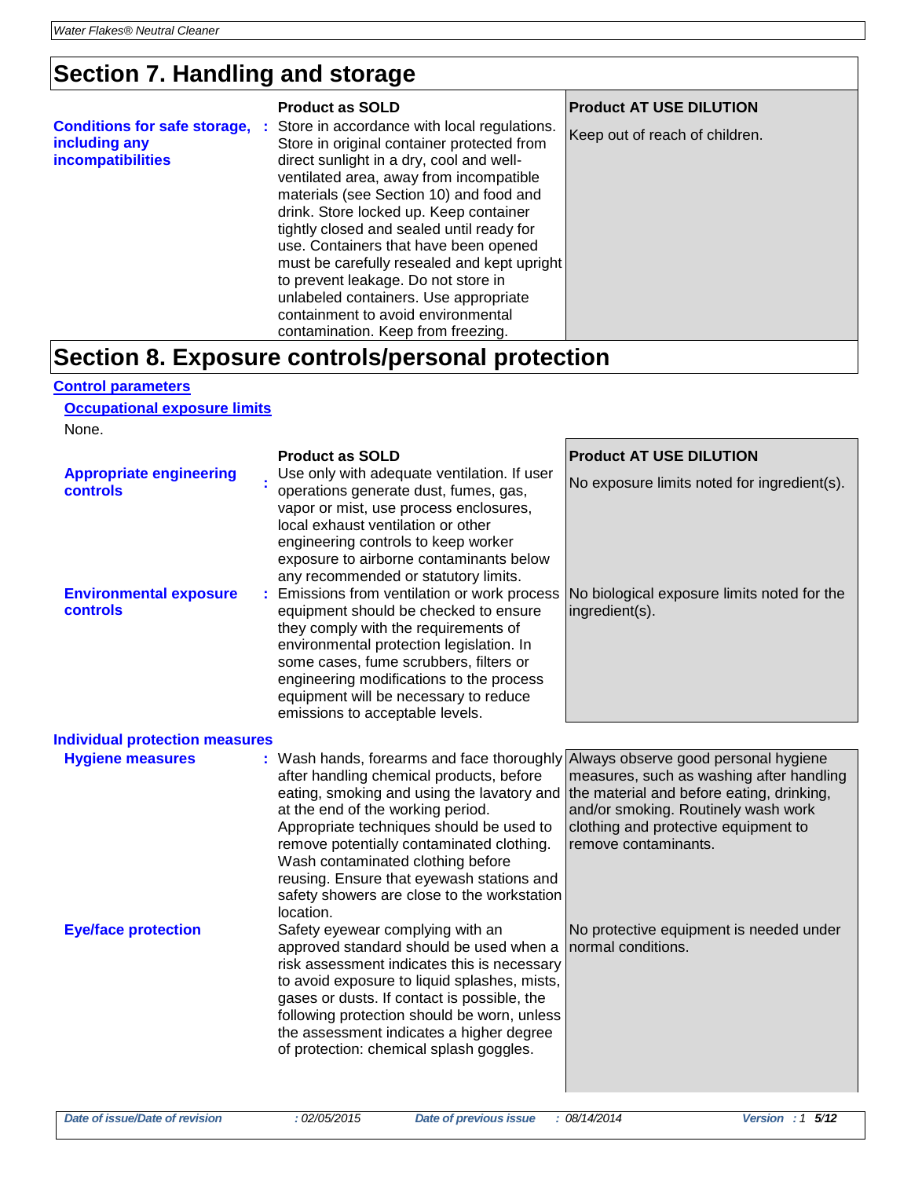## Section 7. Handling and storage

| | Product as SOLD | Product AT USE DILUTION |
|---|---|---|
| **Conditions for safe storage, including any incompatibilities** | Store in accordance with local regulations. Store in original container protected from direct sunlight in a dry, cool and well-ventilated area, away from incompatible materials (see Section 10) and food and drink. Store locked up. Keep container tightly closed and sealed until ready for use. Containers that have been opened must be carefully resealed and kept upright to prevent leakage. Do not store in unlabeled containers. Use appropriate containment to avoid environmental contamination. Keep from freezing. | Keep out of reach of children. |

## Section 8. Exposure controls/personal protection

### Control parameters

#### Occupational exposure limits

None.

| | Product as SOLD | Product AT USE DILUTION |
|---|---|---|
| **Appropriate engineering controls** | Use only with adequate ventilation. If user operations generate dust, fumes, gas, vapor or mist, use process enclosures, local exhaust ventilation or other engineering controls to keep worker exposure to airborne contaminants below any recommended or statutory limits. | No exposure limits noted for ingredient(s). |
| **Environmental exposure controls** | Emissions from ventilation or work process equipment should be checked to ensure they comply with the requirements of environmental protection legislation. In some cases, fume scrubbers, filters or engineering modifications to the process equipment will be necessary to reduce emissions to acceptable levels. | No biological exposure limits noted for the ingredient(s). |

### Individual protection measures

| | Product as SOLD | Product AT USE DILUTION |
|---|---|---|
| **Hygiene measures** | Wash hands, forearms and face thoroughly after handling chemical products, before eating, smoking and using the lavatory and at the end of the working period. Appropriate techniques should be used to remove potentially contaminated clothing. Wash contaminated clothing before reusing. Ensure that eyewash stations and safety showers are close to the workstation location. | Always observe good personal hygiene measures, such as washing after handling the material and before eating, drinking, and/or smoking. Routinely wash work clothing and protective equipment to remove contaminants. |
| **Eye/face protection** | Safety eyewear complying with an approved standard should be used when a risk assessment indicates this is necessary to avoid exposure to liquid splashes, mists, gases or dusts. If contact is possible, the following protection should be worn, unless the assessment indicates a higher degree of protection: chemical splash goggles. | No protective equipment is needed under normal conditions. |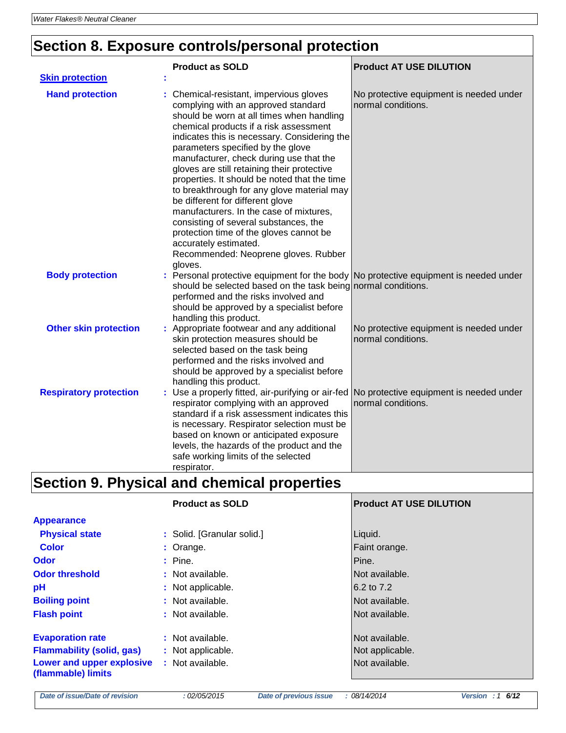## Section 8. Exposure controls/personal protection

| | Product as SOLD | Product AT USE DILUTION |
|---|---|---|
| **Skin protection** | | |
| **Hand protection** | Chemical-resistant, impervious gloves complying with an approved standard should be worn at all times when handling chemical products if a risk assessment indicates this is necessary. Considering the parameters specified by the glove manufacturer, check during use that the gloves are still retaining their protective properties. It should be noted that the time to breakthrough for any glove material may be different for different glove manufacturers. In the case of mixtures, consisting of several substances, the protection time of the gloves cannot be accurately estimated. Recommended: Neoprene gloves. Rubber gloves. | No protective equipment is needed under normal conditions. |
| **Body protection** | Personal protective equipment for the body should be selected based on the task being performed and the risks involved and should be approved by a specialist before handling this product. | No protective equipment is needed under normal conditions. |
| **Other skin protection** | Appropriate footwear and any additional skin protection measures should be selected based on the task being performed and the risks involved and should be approved by a specialist before handling this product. | No protective equipment is needed under normal conditions. |
| **Respiratory protection** | Use a properly fitted, air-purifying or air-fed respirator complying with an approved standard if a risk assessment indicates this is necessary. Respirator selection must be based on known or anticipated exposure levels, the hazards of the product and the safe working limits of the selected respirator. | No protective equipment is needed under normal conditions. |

## Section 9. Physical and chemical properties

| | Product as SOLD | Product AT USE DILUTION |
|---|---|---|
| **Appearance** | | |
| **Physical state** | Solid. [Granular solid.] | Liquid. |
| **Color** | Orange. | Faint orange. |
| **Odor** | Pine. | Pine. |
| **Odor threshold** | Not available. | Not available. |
| **pH** | Not applicable. | 6.2 to 7.2 |
| **Boiling point** | Not available. | Not available. |
| **Flash point** | Not available. | Not available. |
| **Evaporation rate** | Not available. | Not available. |
| **Flammability (solid, gas)** | Not applicable. | Not applicable. |
| **Lower and upper explosive (flammable) limits** | Not available. | Not available. |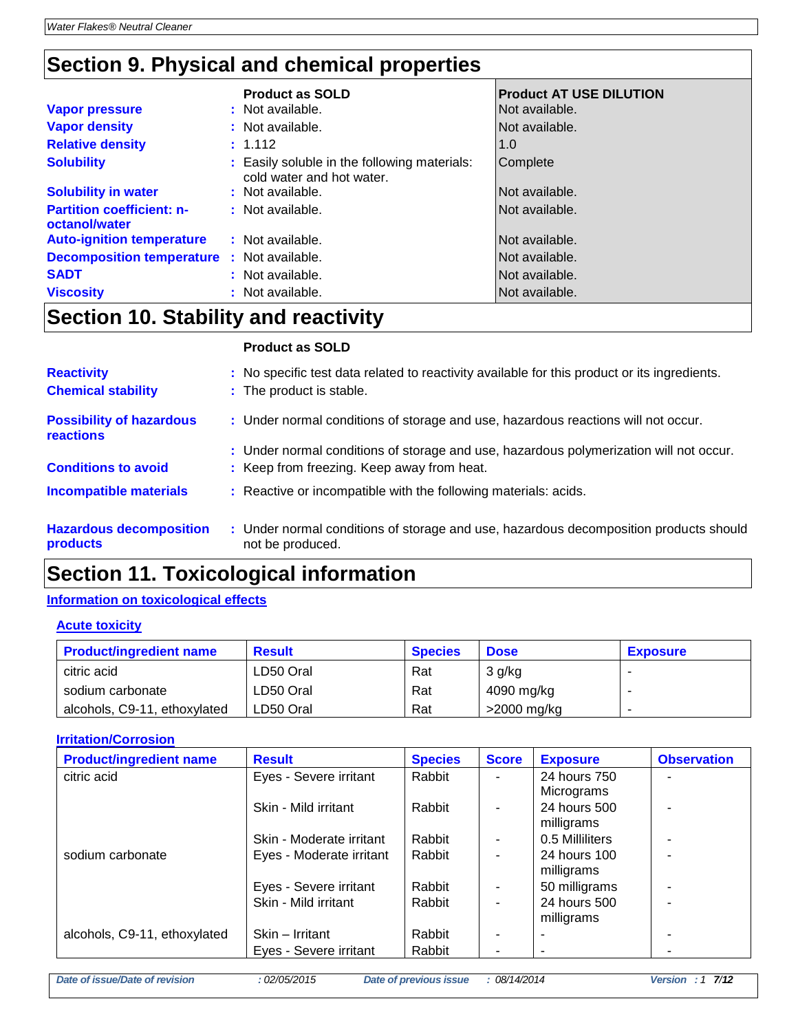## Section 9. Physical and chemical properties

| | Product as SOLD | Product AT USE DILUTION |
|---|---|---|
| **Vapor pressure** | Not available. | Not available. |
| **Vapor density** | Not available. | Not available. |
| **Relative density** | 1.112 | 1.0 |
| **Solubility** | Easily soluble in the following materials: cold water and hot water. | Complete |
| **Solubility in water** | Not available. | Not available. |
| **Partition coefficient: n-octanol/water** | Not available. | Not available. |
| **Auto-ignition temperature** | Not available. | Not available. |
| **Decomposition temperature** | Not available. | Not available. |
| **SADT** | Not available. | Not available. |
| **Viscosity** | Not available. | Not available. |

## Section 10. Stability and reactivity

**Product as SOLD**

**Reactivity** : No specific test data related to reactivity available for this product or its ingredients.

**Chemical stability** : The product is stable.

**Possibility of hazardous reactions** : Under normal conditions of storage and use, hazardous reactions will not occur.

: Under normal conditions of storage and use, hazardous polymerization will not occur.

**Conditions to avoid** : Keep from freezing. Keep away from heat.

**Incompatible materials** : Reactive or incompatible with the following materials: acids.

**Hazardous decomposition products** : Under normal conditions of storage and use, hazardous decomposition products should not be produced.

## Section 11. Toxicological information

### Information on toxicological effects

#### Acute toxicity

| Product/ingredient name | Result | Species | Dose | Exposure |
|---|---|---|---|---|
| citric acid | LD50 Oral | Rat | 3 g/kg | - |
| sodium carbonate | LD50 Oral | Rat | 4090 mg/kg | - |
| alcohols, C9-11, ethoxylated | LD50 Oral | Rat | >2000 mg/kg | - |

#### Irritation/Corrosion

| Product/ingredient name | Result | Species | Score | Exposure | Observation |
|---|---|---|---|---|---|
| citric acid | Eyes - Severe irritant | Rabbit | - | 24 hours 750 Micrograms | - |
| | Skin - Mild irritant | Rabbit | - | 24 hours 500 milligrams | - |
| | Skin - Moderate irritant | Rabbit | - | 0.5 Milliliters | - |
| sodium carbonate | Eyes - Moderate irritant | Rabbit | - | 24 hours 100 milligrams | - |
| | Eyes - Severe irritant | Rabbit | - | 50 milligrams | - |
| | Skin - Mild irritant | Rabbit | - | 24 hours 500 milligrams | - |
| alcohols, C9-11, ethoxylated | Skin – Irritant | Rabbit | - | - | - |
| | Eyes - Severe irritant | Rabbit | - | - | - |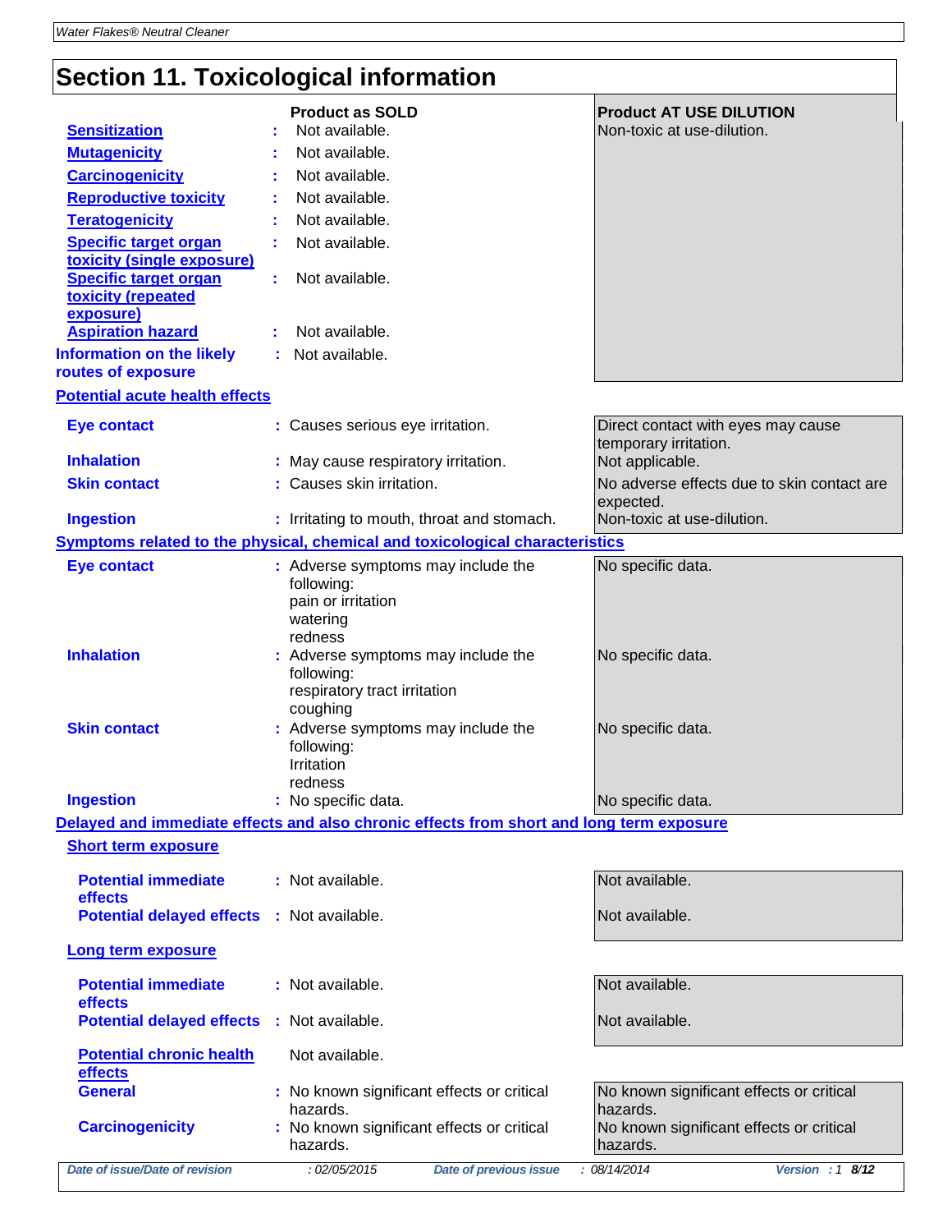## Section 11. Toxicological information

| | Product as SOLD | Product AT USE DILUTION |
|---|---|---|
| **Sensitization** | : Not available. | Non-toxic at use-dilution. |
| **Mutagenicity** | : Not available. | |
| **Carcinogenicity** | : Not available. | |
| **Reproductive toxicity** | : Not available. | |
| **Teratogenicity** | : Not available. | |
| **Specific target organ toxicity (single exposure)** | : Not available. | |
| **Specific target organ toxicity (repeated exposure)** | : Not available. | |
| **Aspiration hazard** | : Not available. | |
| **Information on the likely routes of exposure** | : Not available. | |

**Potential acute health effects**

| | Product as SOLD | Product AT USE DILUTION |
|---|---|---|
| **Eye contact** | : Causes serious eye irritation. | Direct contact with eyes may cause temporary irritation. |
| **Inhalation** | : May cause respiratory irritation. | Not applicable. |
| **Skin contact** | : Causes skin irritation. | No adverse effects due to skin contact are expected. |
| **Ingestion** | : Irritating to mouth, throat and stomach. | Non-toxic at use-dilution. |

**Symptoms related to the physical, chemical and toxicological characteristics**

| | Product as SOLD | Product AT USE DILUTION |
|---|---|---|
| **Eye contact** | : Adverse symptoms may include the following: pain or irritation, watering, redness | No specific data. |
| **Inhalation** | : Adverse symptoms may include the following: respiratory tract irritation, coughing | No specific data. |
| **Skin contact** | : Adverse symptoms may include the following: Irritation, redness | No specific data. |
| **Ingestion** | : No specific data. | No specific data. |

**Delayed and immediate effects and also chronic effects from short and long term exposure**

**Short term exposure**

| | Product as SOLD | Product AT USE DILUTION |
|---|---|---|
| **Potential immediate effects** | : Not available. | Not available. |
| **Potential delayed effects** | : Not available. | Not available. |

**Long term exposure**

| | Product as SOLD | Product AT USE DILUTION |
|---|---|---|
| **Potential immediate effects** | : Not available. | Not available. |
| **Potential delayed effects** | : Not available. | Not available. |

**Potential chronic health effects**

Not available.

| | Product as SOLD | Product AT USE DILUTION |
|---|---|---|
| **General** | : No known significant effects or critical hazards. | No known significant effects or critical hazards. |
| **Carcinogenicity** | : No known significant effects or critical hazards. | No known significant effects or critical hazards. |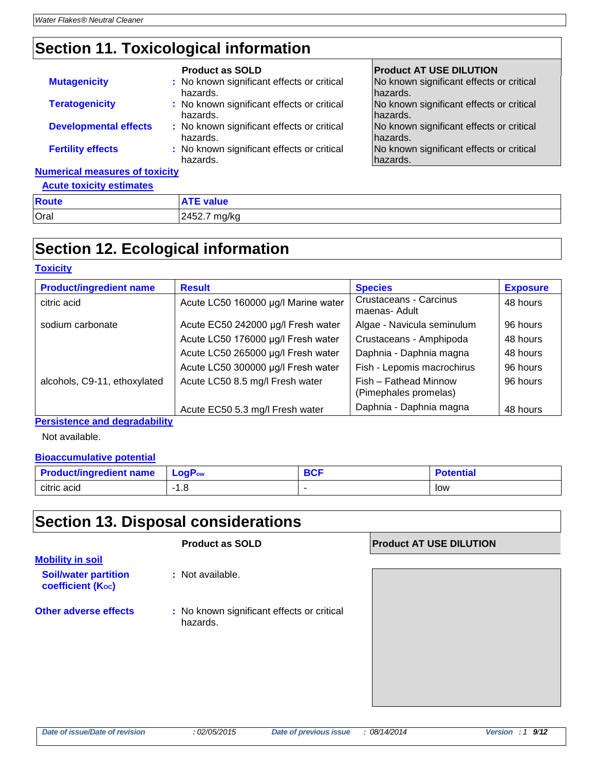## Section 11. Toxicological information

| | Product as SOLD | Product AT USE DILUTION |
|---|---|---|
| **Mutagenicity** | No known significant effects or critical hazards. | No known significant effects or critical hazards. |
| **Teratogenicity** | No known significant effects or critical hazards. | No known significant effects or critical hazards. |
| **Developmental effects** | No known significant effects or critical hazards. | No known significant effects or critical hazards. |
| **Fertility effects** | No known significant effects or critical hazards. | No known significant effects or critical hazards. |

**Numerical measures of toxicity**

**Acute toxicity estimates**

| Route | ATE value |
|---|---|
| Oral | 2452.7 mg/kg |

## Section 12. Ecological information

**Toxicity**

| Product/ingredient name | Result | Species | Exposure |
|---|---|---|---|
| citric acid | Acute LC50 160000 µg/l Marine water | Crustaceans - Carcinus maenas- Adult | 48 hours |
| sodium carbonate | Acute EC50 242000 µg/l Fresh water | Algae - Navicula seminulum | 96 hours |
| | Acute LC50 176000 µg/l Fresh water | Crustaceans - Amphipoda | 48 hours |
| | Acute LC50 265000 µg/l Fresh water | Daphnia - Daphnia magna | 48 hours |
| | Acute LC50 300000 µg/l Fresh water | Fish - Lepomis macrochirus | 96 hours |
| alcohols, C9-11, ethoxylated | Acute LC50 8.5 mg/l Fresh water | Fish – Fathead Minnow (Pimephales promelas) | 96 hours |
| | Acute EC50 5.3 mg/l Fresh water | Daphnia - Daphnia magna | 48 hours |

**Persistence and degradability**

Not available.

**Bioaccumulative potential**

| Product/ingredient name | $LogP_{ow}$ | BCF | Potential |
|---|---|---|---|
| citric acid | -1.8 | - | low |

## Section 13. Disposal considerations

| | Product as SOLD | Product AT USE DILUTION |
|---|---|---|
| **Mobility in soil** | | |
| **Soil/water partition coefficient ($K_{OC}$)** | Not available. | |
| **Other adverse effects** | No known significant effects or critical hazards. | |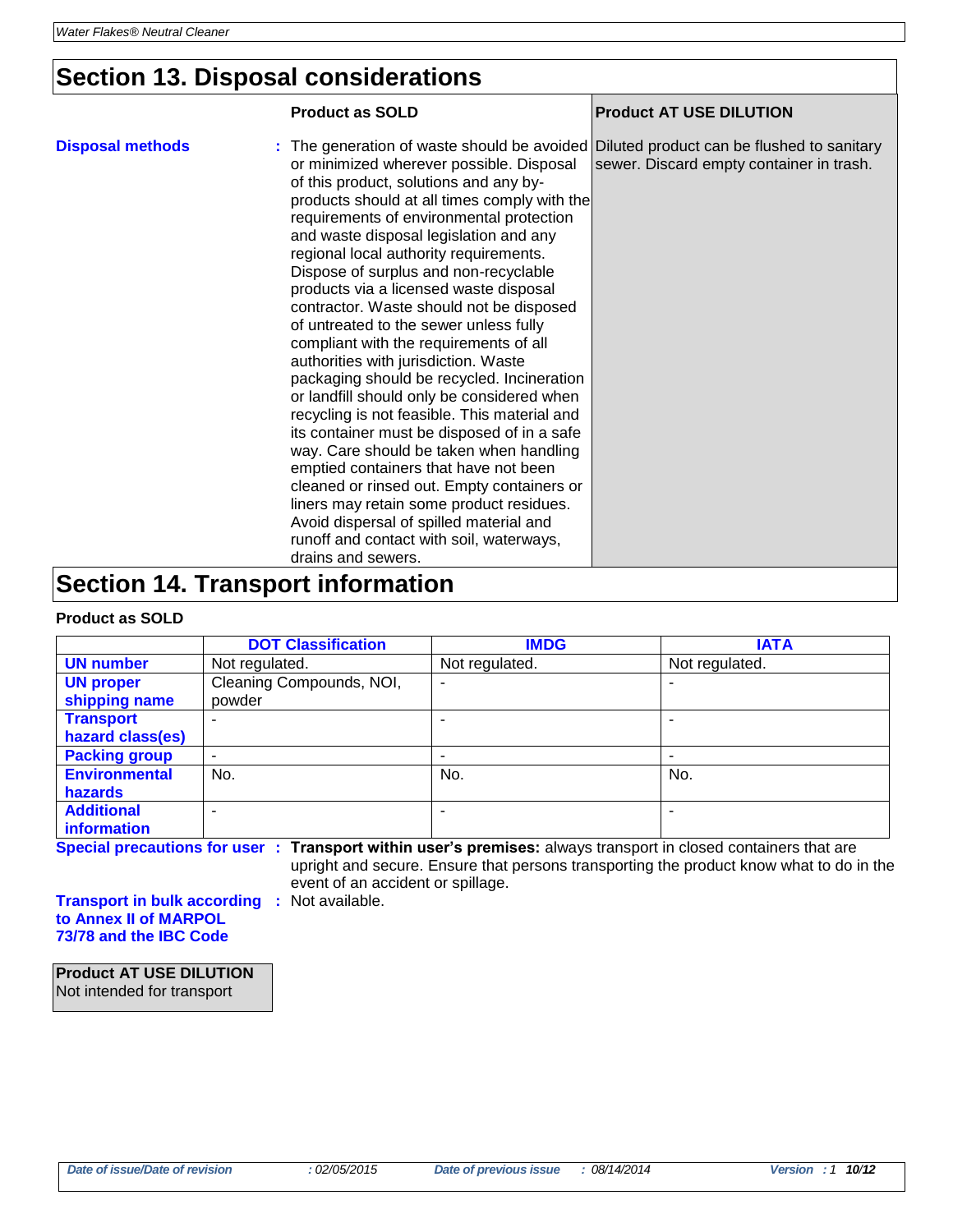# Section 13. Disposal considerations

| | Product as SOLD | Product AT USE DILUTION |
|---|---|---|
| **Disposal methods** | The generation of waste should be avoided or minimized wherever possible. Disposal of this product, solutions and any by-products should at all times comply with the requirements of environmental protection and waste disposal legislation and any regional local authority requirements. Dispose of surplus and non-recyclable products via a licensed waste disposal contractor. Waste should not be disposed of untreated to the sewer unless fully compliant with the requirements of all authorities with jurisdiction. Waste packaging should be recycled. Incineration or landfill should only be considered when recycling is not feasible. This material and its container must be disposed of in a safe way. Care should be taken when handling emptied containers that have not been cleaned or rinsed out. Empty containers or liners may retain some product residues. Avoid dispersal of spilled material and runoff and contact with soil, waterways, drains and sewers. | Diluted product can be flushed to sanitary sewer. Discard empty container in trash. |

# Section 14. Transport information

**Product as SOLD**

| | DOT Classification | IMDG | IATA |
|---|---|---|---|
| **UN number** | Not regulated. | Not regulated. | Not regulated. |
| **UN proper shipping name** | Cleaning Compounds, NOI, powder | - | - |
| **Transport hazard class(es)** | - | - | - |
| **Packing group** | - | - | - |
| **Environmental hazards** | No. | No. | No. |
| **Additional information** | - | - | - |

**Special precautions for user** : **Transport within user's premises:** always transport in closed containers that are upright and secure. Ensure that persons transporting the product know what to do in the event of an accident or spillage.

**Transport in bulk according to Annex II of MARPOL 73/78 and the IBC Code** : Not available.

**Product AT USE DILUTION**
Not intended for transport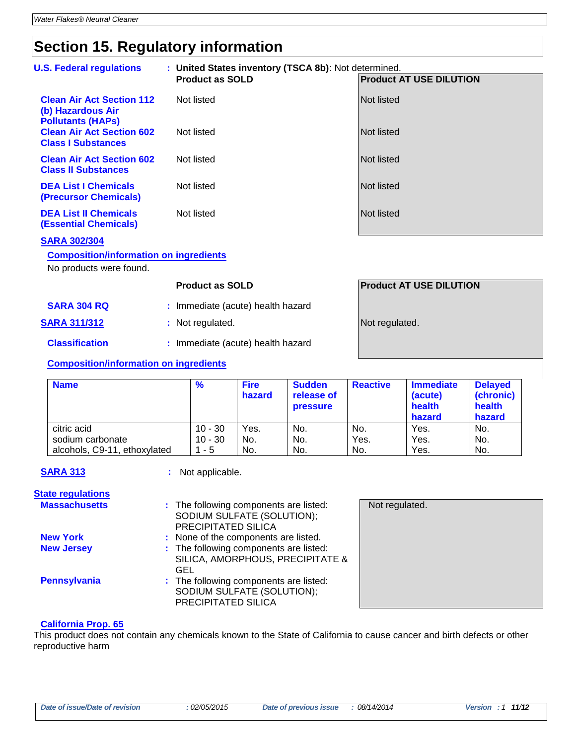# Section 15. Regulatory information

**U.S. Federal regulations** : **United States inventory (TSCA 8b)**: Not determined.

| | Product as SOLD | Product AT USE DILUTION |
|---|---|---|
| **Clean Air Act Section 112 (b) Hazardous Air Pollutants (HAPs)** | Not listed | Not listed |
| **Clean Air Act Section 602 Class I Substances** | Not listed | Not listed |
| **Clean Air Act Section 602 Class II Substances** | Not listed | Not listed |
| **DEA List I Chemicals (Precursor Chemicals)** | Not listed | Not listed |
| **DEA List II Chemicals (Essential Chemicals)** | Not listed | Not listed |

**SARA 302/304**

**Composition/information on ingredients**

No products were found.

| | Product as SOLD | Product AT USE DILUTION |
|---|---|---|
| **SARA 304 RQ** | : Immediate (acute) health hazard | |
| **SARA 311/312** | : Not regulated. | Not regulated. |
| **Classification** | : Immediate (acute) health hazard | |

**Composition/information on ingredients**

| Name | % | Fire hazard | Sudden release of pressure | Reactive | Immediate (acute) health hazard | Delayed (chronic) health hazard |
|---|---|---|---|---|---|---|
| citric acid | 10 - 30 | Yes. | No. | No. | Yes. | No. |
| sodium carbonate | 10 - 30 | No. | No. | Yes. | Yes. | No. |
| alcohols, C9-11, ethoxylated | 1 - 5 | No. | No. | No. | Yes. | No. |

**SARA 313** : Not applicable.

**State regulations**

| | Product as SOLD | Product AT USE DILUTION |
|---|---|---|
| **Massachusetts** | : The following components are listed: SODIUM SULFATE (SOLUTION); PRECIPITATED SILICA | Not regulated. |
| **New York** | : None of the components are listed. | |
| **New Jersey** | : The following components are listed: SILICA, AMORPHOUS, PRECIPITATE & GEL | |
| **Pennsylvania** | : The following components are listed: SODIUM SULFATE (SOLUTION); PRECIPITATED SILICA | |

**California Prop. 65**

This product does not contain any chemicals known to the State of California to cause cancer and birth defects or other reproductive harm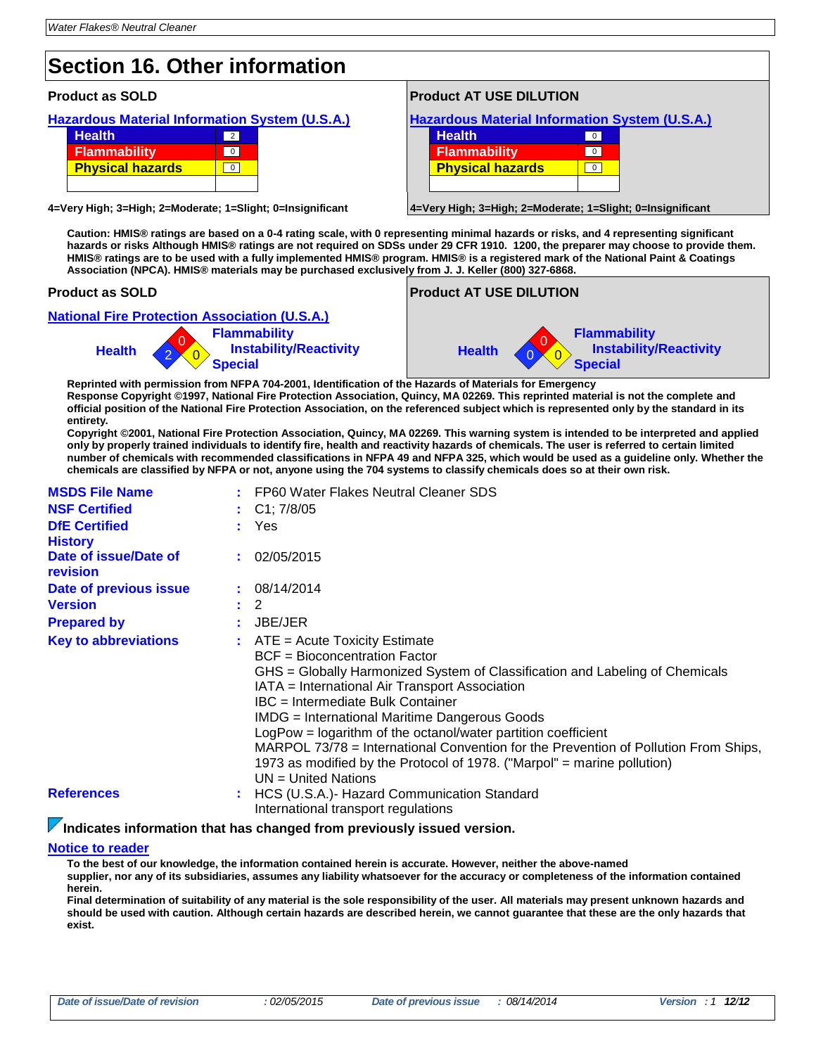## Section 16. Other information

### Product as SOLD

**Hazardous Material Information System (U.S.A.)**

| | |
|---|---|
| Health | 2 |
| Flammability | 0 |
| Physical hazards | 0 |
| | |

4=Very High; 3=High; 2=Moderate; 1=Slight; 0=Insignificant

### Product AT USE DILUTION

**Hazardous Material Information System (U.S.A.)**

| | |
|---|---|
| Health | 0 |
| Flammability | 0 |
| Physical hazards | 0 |
| | |

4=Very High; 3=High; 2=Moderate; 1=Slight; 0=Insignificant

**Caution: HMIS® ratings are based on a 0-4 rating scale, with 0 representing minimal hazards or risks, and 4 representing significant hazards or risks Although HMIS® ratings are not required on SDSs under 29 CFR 1910. 1200, the preparer may choose to provide them. HMIS® ratings are to be used with a fully implemented HMIS® program. HMIS® is a registered mark of the National Paint & Coatings Association (NPCA). HMIS® materials may be purchased exclusively from J. J. Keller (800) 327-6868.**

### Product as SOLD

**National Fire Protection Association (U.S.A.)**

Health: 2
Flammability: 0
Instability/Reactivity: 0
Special

### Product AT USE DILUTION

Health: 0
Flammability: 0
Instability/Reactivity: 0
Special

**Reprinted with permission from NFPA 704-2001, Identification of the Hazards of Materials for Emergency Response Copyright ©1997, National Fire Protection Association, Quincy, MA 02269. This reprinted material is not the complete and official position of the National Fire Protection Association, on the referenced subject which is represented only by the standard in its entirety.**

**Copyright ©2001, National Fire Protection Association, Quincy, MA 02269. This warning system is intended to be interpreted and applied only by properly trained individuals to identify fire, health and reactivity hazards of chemicals. The user is referred to certain limited number of chemicals with recommended classifications in NFPA 49 and NFPA 325, which would be used as a guideline only. Whether the chemicals are classified by NFPA or not, anyone using the 704 systems to classify chemicals does so at their own risk.**

**MSDS File Name** : FP60 Water Flakes Neutral Cleaner SDS

**NSF Certified** : C1; 7/8/05

**DfE Certified** : Yes

**History**

**Date of issue/Date of revision** : 02/05/2015

**Date of previous issue** : 08/14/2014

**Version** : 2

**Prepared by** : JBE/JER

**Key to abbreviations** :
ATE = Acute Toxicity Estimate
BCF = Bioconcentration Factor
GHS = Globally Harmonized System of Classification and Labeling of Chemicals
IATA = International Air Transport Association
IBC = Intermediate Bulk Container
IMDG = International Maritime Dangerous Goods
LogPow = logarithm of the octanol/water partition coefficient
MARPOL 73/78 = International Convention for the Prevention of Pollution From Ships, 1973 as modified by the Protocol of 1978. ("Marpol" = marine pollution)
UN = United Nations

**References** :
HCS (U.S.A.)- Hazard Communication Standard
International transport regulations

**Indicates information that has changed from previously issued version.**

**Notice to reader**

**To the best of our knowledge, the information contained herein is accurate. However, neither the above-named supplier, nor any of its subsidiaries, assumes any liability whatsoever for the accuracy or completeness of the information contained herein.**

**Final determination of suitability of any material is the sole responsibility of the user. All materials may present unknown hazards and should be used with caution. Although certain hazards are described herein, we cannot guarantee that these are the only hazards that exist.**